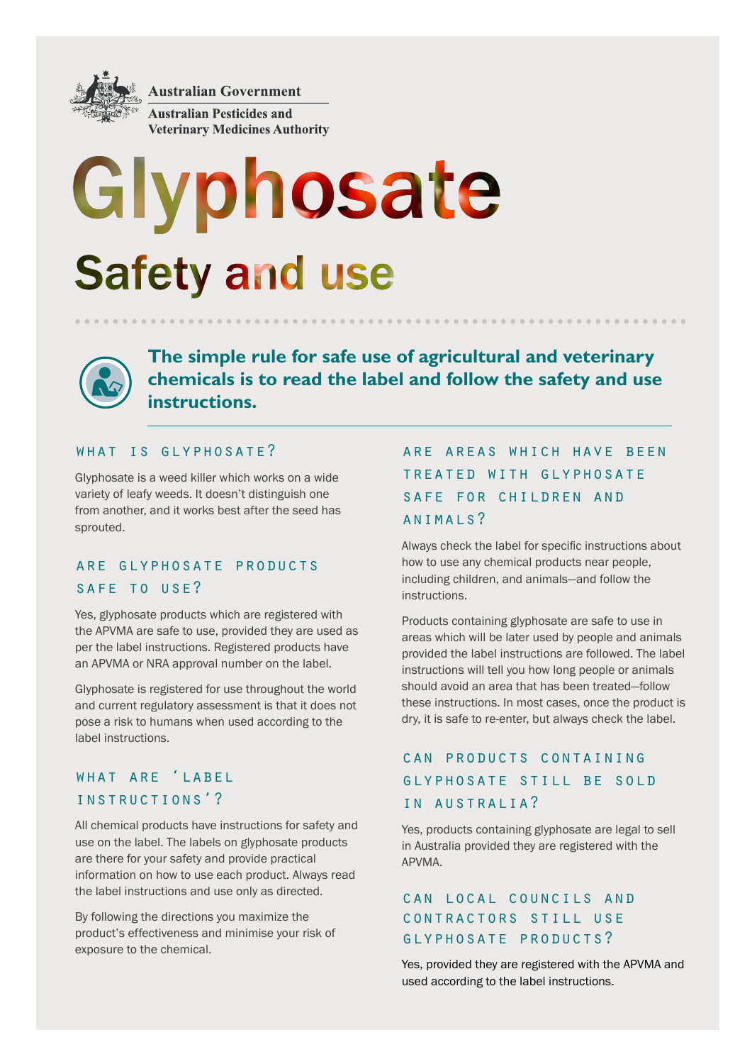Australian Government

Australian Pesticides and Veterinary Medicines Authority

# Glyphosate

## Safety and use

**The simple rule for safe use of agricultural and veterinary chemicals is to read the label and follow the safety and use instructions.**

### WHAT IS GLYPHOSATE?

Glyphosate is a weed killer which works on a wide variety of leafy weeds. It doesn't distinguish one from another, and it works best after the seed has sprouted.

### ARE GLYPHOSATE PRODUCTS SAFE TO USE?

Yes, glyphosate products which are registered with the APVMA are safe to use, provided they are used as per the label instructions. Registered products have an APVMA or NRA approval number on the label.

Glyphosate is registered for use throughout the world and current regulatory assessment is that it does not pose a risk to humans when used according to the label instructions.

### WHAT ARE 'LABEL INSTRUCTIONS'?

All chemical products have instructions for safety and use on the label. The labels on glyphosate products are there for your safety and provide practical information on how to use each product. Always read the label instructions and use only as directed.

By following the directions you maximize the product's effectiveness and minimise your risk of exposure to the chemical.

### ARE AREAS WHICH HAVE BEEN TREATED WITH GLYPHOSATE SAFE FOR CHILDREN AND ANIMALS?

Always check the label for specific instructions about how to use any chemical products near people, including children, and animals—and follow the instructions.

Products containing glyphosate are safe to use in areas which will be later used by people and animals provided the label instructions are followed. The label instructions will tell you how long people or animals should avoid an area that has been treated—follow these instructions. In most cases, once the product is dry, it is safe to re-enter, but always check the label.

### CAN PRODUCTS CONTAINING GLYPHOSATE STILL BE SOLD IN AUSTRALIA?

Yes, products containing glyphosate are legal to sell in Australia provided they are registered with the APVMA.

### CAN LOCAL COUNCILS AND CONTRACTORS STILL USE GLYPHOSATE PRODUCTS?

Yes, provided they are registered with the APVMA and used according to the label instructions.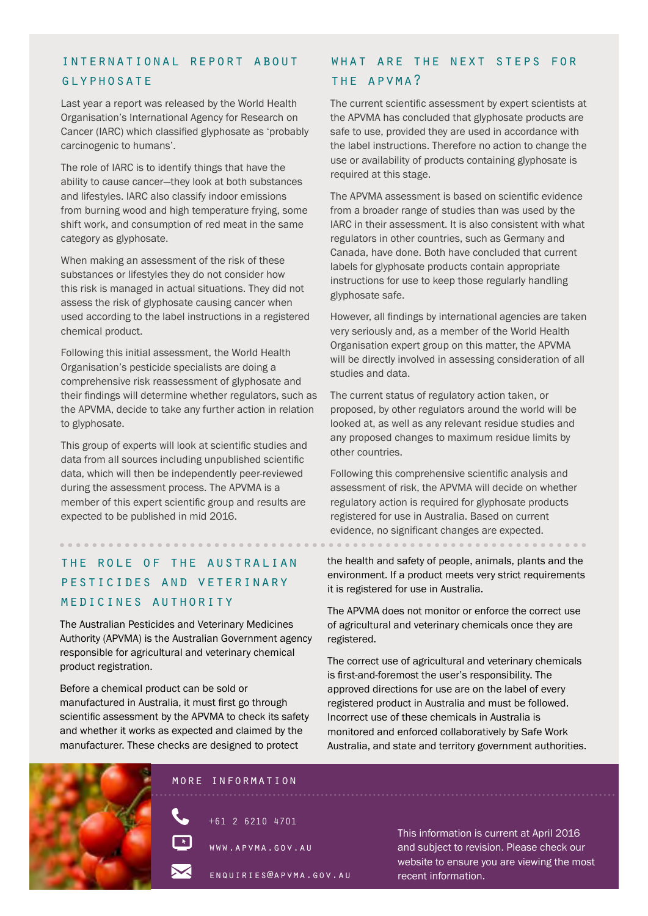## International report about glyphosate

Last year a report was released by the World Health Organisation's International Agency for Research on Cancer (IARC) which classified glyphosate as 'probably carcinogenic to humans'.

The role of IARC is to identify things that have the ability to cause cancer—they look at both substances and lifestyles. IARC also classify indoor emissions from burning wood and high temperature frying, some shift work, and consumption of red meat in the same category as glyphosate.

When making an assessment of the risk of these substances or lifestyles they do not consider how this risk is managed in actual situations. They did not assess the risk of glyphosate causing cancer when used according to the label instructions in a registered chemical product.

Following this initial assessment, the World Health Organisation's pesticide specialists are doing a comprehensive risk reassessment of glyphosate and their findings will determine whether regulators, such as the APVMA, decide to take any further action in relation to glyphosate.

This group of experts will look at scientific studies and data from all sources including unpublished scientific data, which will then be independently peer-reviewed during the assessment process. The APVMA is a member of this expert scientific group and results are expected to be published in mid 2016.

## What are the next steps for the APVMA?

The current scientific assessment by expert scientists at the APVMA has concluded that glyphosate products are safe to use, provided they are used in accordance with the label instructions. Therefore no action to change the use or availability of products containing glyphosate is required at this stage.

The APVMA assessment is based on scientific evidence from a broader range of studies than was used by the IARC in their assessment. It is also consistent with what regulators in other countries, such as Germany and Canada, have done. Both have concluded that current labels for glyphosate products contain appropriate instructions for use to keep those regularly handling glyphosate safe.

However, all findings by international agencies are taken very seriously and, as a member of the World Health Organisation expert group on this matter, the APVMA will be directly involved in assessing consideration of all studies and data.

The current status of regulatory action taken, or proposed, by other regulators around the world will be looked at, as well as any relevant residue studies and any proposed changes to maximum residue limits by other countries.

Following this comprehensive scientific analysis and assessment of risk, the APVMA will decide on whether regulatory action is required for glyphosate products registered for use in Australia. Based on current evidence, no significant changes are expected.

## The role of the Australian Pesticides and Veterinary Medicines Authority

The Australian Pesticides and Veterinary Medicines Authority (APVMA) is the Australian Government agency responsible for agricultural and veterinary chemical product registration.

Before a chemical product can be sold or manufactured in Australia, it must first go through scientific assessment by the APVMA to check its safety and whether it works as expected and claimed by the manufacturer. These checks are designed to protect the health and safety of people, animals, plants and the environment. If a product meets very strict requirements it is registered for use in Australia.

The APVMA does not monitor or enforce the correct use of agricultural and veterinary chemicals once they are registered.

The correct use of agricultural and veterinary chemicals is first-and-foremost the user's responsibility. The approved directions for use are on the label of every registered product in Australia and must be followed. Incorrect use of these chemicals in Australia is monitored and enforced collaboratively by Safe Work Australia, and state and territory government authorities.

## More information

+61 2 6210 4701

WWW.APVMA.GOV.AU

ENQUIRIES@APVMA.GOV.AU

This information is current at April 2016 and subject to revision. Please check our website to ensure you are viewing the most recent information.